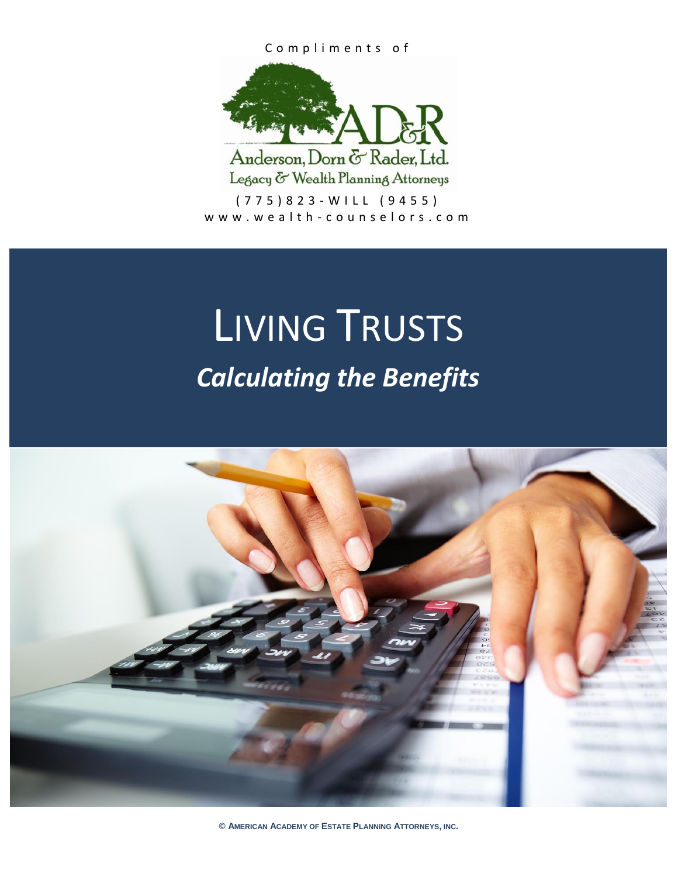Compliments of

Anderson, Dorn & Rader, Ltd.

Legacy & Wealth Planning Attorneys

(775)823-WILL (9455)

www.wealth-counselors.com

# LIVING TRUSTS

## *Calculating the Benefits*

© AMERICAN ACADEMY OF ESTATE PLANNING ATTORNEYS, INC.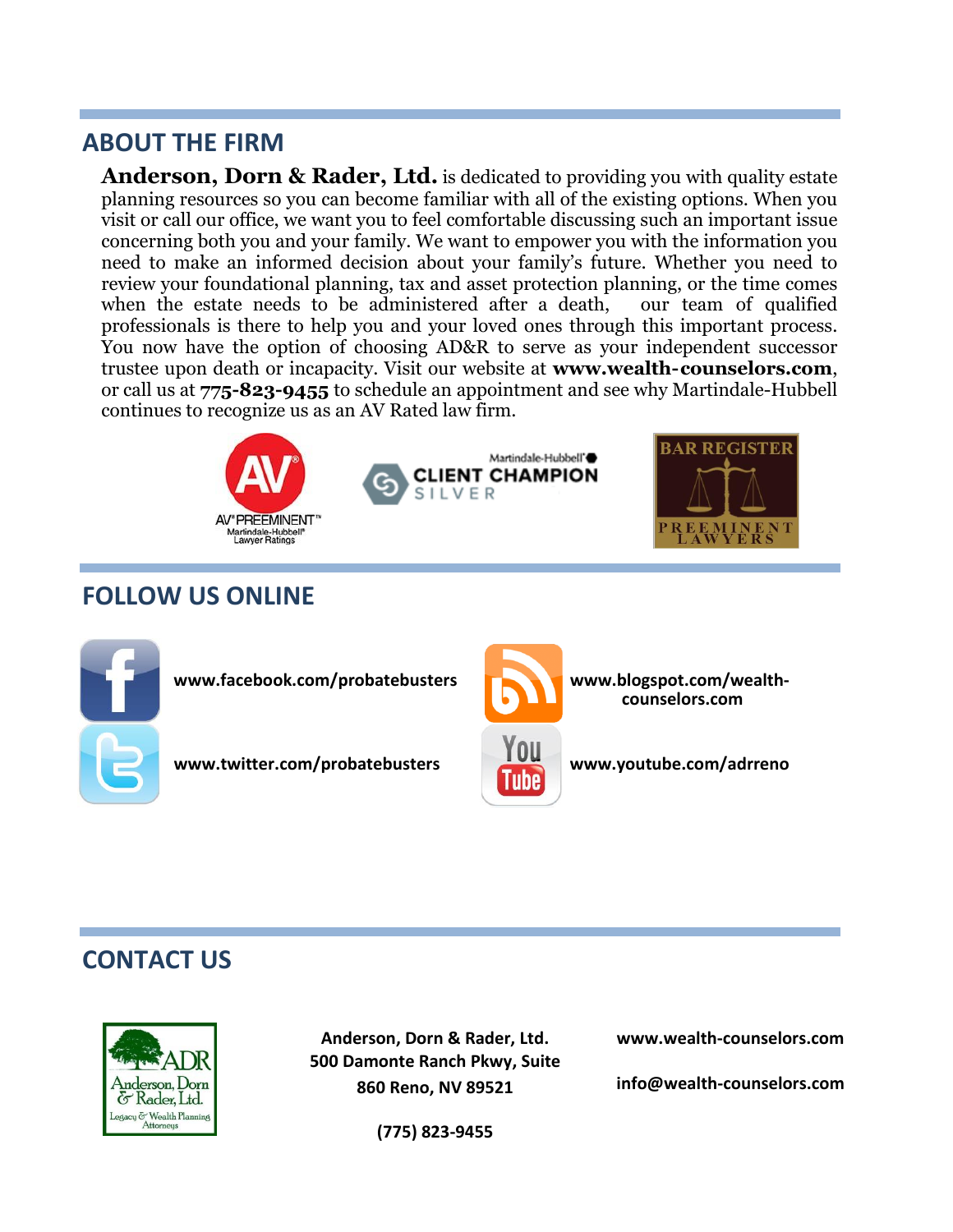## ABOUT THE FIRM

**Anderson, Dorn & Rader, Ltd.** is dedicated to providing you with quality estate planning resources so you can become familiar with all of the existing options. When you visit or call our office, we want you to feel comfortable discussing such an important issue concerning both you and your family. We want to empower you with the information you need to make an informed decision about your family's future. Whether you need to review your foundational planning, tax and asset protection planning, or the time comes when the estate needs to be administered after a death, our team of qualified professionals is there to help you and your loved ones through this important process. You now have the option of choosing AD&R to serve as your independent successor trustee upon death or incapacity. Visit our website at **www.wealth-counselors.com**, or call us at **775-823-9455** to schedule an appointment and see why Martindale-Hubbell continues to recognize us as an AV Rated law firm.

## FOLLOW US ONLINE

**www.facebook.com/probatebusters**

**www.twitter.com/probatebusters**

**www.blogspot.com/wealth-counselors.com**

**www.youtube.com/adrreno**

## CONTACT US

**Anderson, Dorn & Rader, Ltd.**
**500 Damonte Ranch Pkwy, Suite 860 Reno, NV 89521**

**(775) 823-9455**

**www.wealth-counselors.com**

**info@wealth-counselors.com**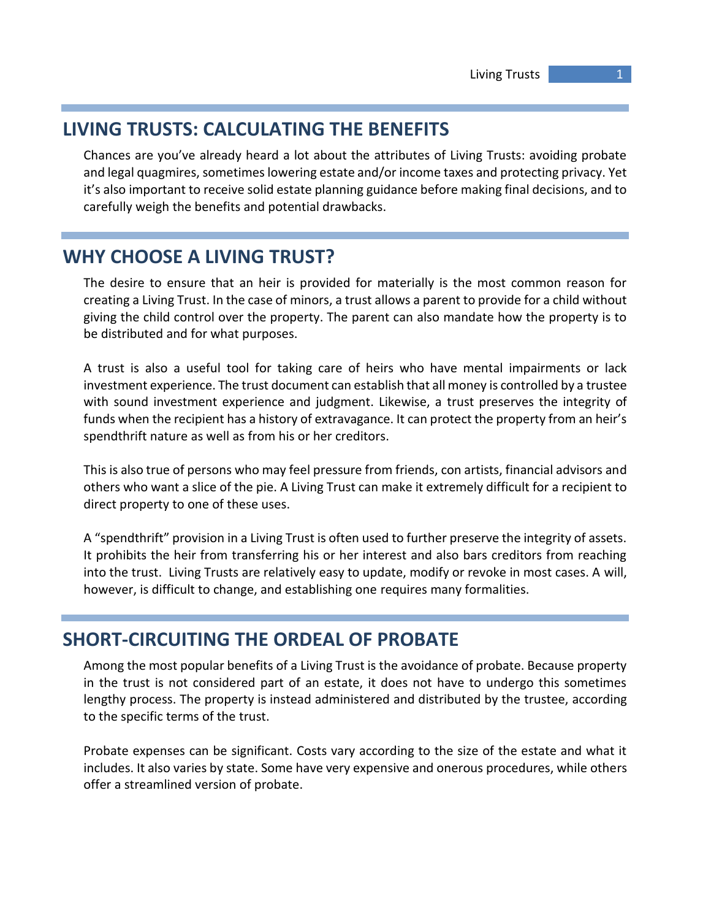## LIVING TRUSTS: CALCULATING THE BENEFITS

Chances are you've already heard a lot about the attributes of Living Trusts: avoiding probate and legal quagmires, sometimes lowering estate and/or income taxes and protecting privacy. Yet it's also important to receive solid estate planning guidance before making final decisions, and to carefully weigh the benefits and potential drawbacks.

## WHY CHOOSE A LIVING TRUST?

The desire to ensure that an heir is provided for materially is the most common reason for creating a Living Trust. In the case of minors, a trust allows a parent to provide for a child without giving the child control over the property. The parent can also mandate how the property is to be distributed and for what purposes.

A trust is also a useful tool for taking care of heirs who have mental impairments or lack investment experience. The trust document can establish that all money is controlled by a trustee with sound investment experience and judgment. Likewise, a trust preserves the integrity of funds when the recipient has a history of extravagance. It can protect the property from an heir's spendthrift nature as well as from his or her creditors.

This is also true of persons who may feel pressure from friends, con artists, financial advisors and others who want a slice of the pie. A Living Trust can make it extremely difficult for a recipient to direct property to one of these uses.

A "spendthrift" provision in a Living Trust is often used to further preserve the integrity of assets. It prohibits the heir from transferring his or her interest and also bars creditors from reaching into the trust. Living Trusts are relatively easy to update, modify or revoke in most cases. A will, however, is difficult to change, and establishing one requires many formalities.

## SHORT-CIRCUITING THE ORDEAL OF PROBATE

Among the most popular benefits of a Living Trust is the avoidance of probate. Because property in the trust is not considered part of an estate, it does not have to undergo this sometimes lengthy process. The property is instead administered and distributed by the trustee, according to the specific terms of the trust.

Probate expenses can be significant. Costs vary according to the size of the estate and what it includes. It also varies by state. Some have very expensive and onerous procedures, while others offer a streamlined version of probate.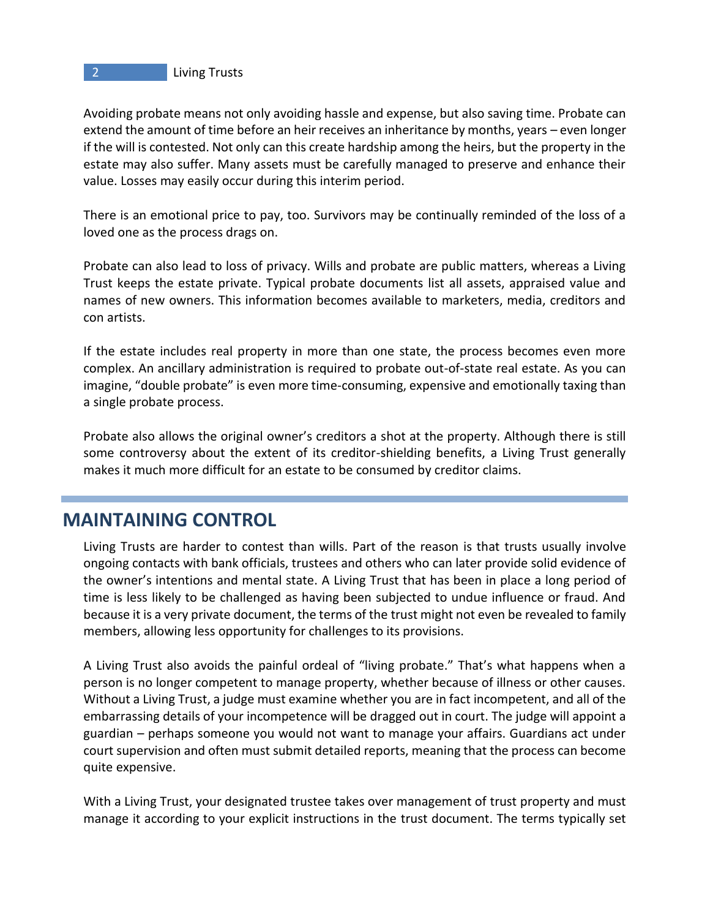Avoiding probate means not only avoiding hassle and expense, but also saving time. Probate can extend the amount of time before an heir receives an inheritance by months, years – even longer if the will is contested. Not only can this create hardship among the heirs, but the property in the estate may also suffer. Many assets must be carefully managed to preserve and enhance their value. Losses may easily occur during this interim period.

There is an emotional price to pay, too. Survivors may be continually reminded of the loss of a loved one as the process drags on.

Probate can also lead to loss of privacy. Wills and probate are public matters, whereas a Living Trust keeps the estate private. Typical probate documents list all assets, appraised value and names of new owners. This information becomes available to marketers, media, creditors and con artists.

If the estate includes real property in more than one state, the process becomes even more complex. An ancillary administration is required to probate out-of-state real estate. As you can imagine, "double probate" is even more time-consuming, expensive and emotionally taxing than a single probate process.

Probate also allows the original owner's creditors a shot at the property. Although there is still some controversy about the extent of its creditor-shielding benefits, a Living Trust generally makes it much more difficult for an estate to be consumed by creditor claims.

## MAINTAINING CONTROL

Living Trusts are harder to contest than wills. Part of the reason is that trusts usually involve ongoing contacts with bank officials, trustees and others who can later provide solid evidence of the owner's intentions and mental state. A Living Trust that has been in place a long period of time is less likely to be challenged as having been subjected to undue influence or fraud. And because it is a very private document, the terms of the trust might not even be revealed to family members, allowing less opportunity for challenges to its provisions.

A Living Trust also avoids the painful ordeal of "living probate." That's what happens when a person is no longer competent to manage property, whether because of illness or other causes. Without a Living Trust, a judge must examine whether you are in fact incompetent, and all of the embarrassing details of your incompetence will be dragged out in court. The judge will appoint a guardian – perhaps someone you would not want to manage your affairs. Guardians act under court supervision and often must submit detailed reports, meaning that the process can become quite expensive.

With a Living Trust, your designated trustee takes over management of trust property and must manage it according to your explicit instructions in the trust document. The terms typically set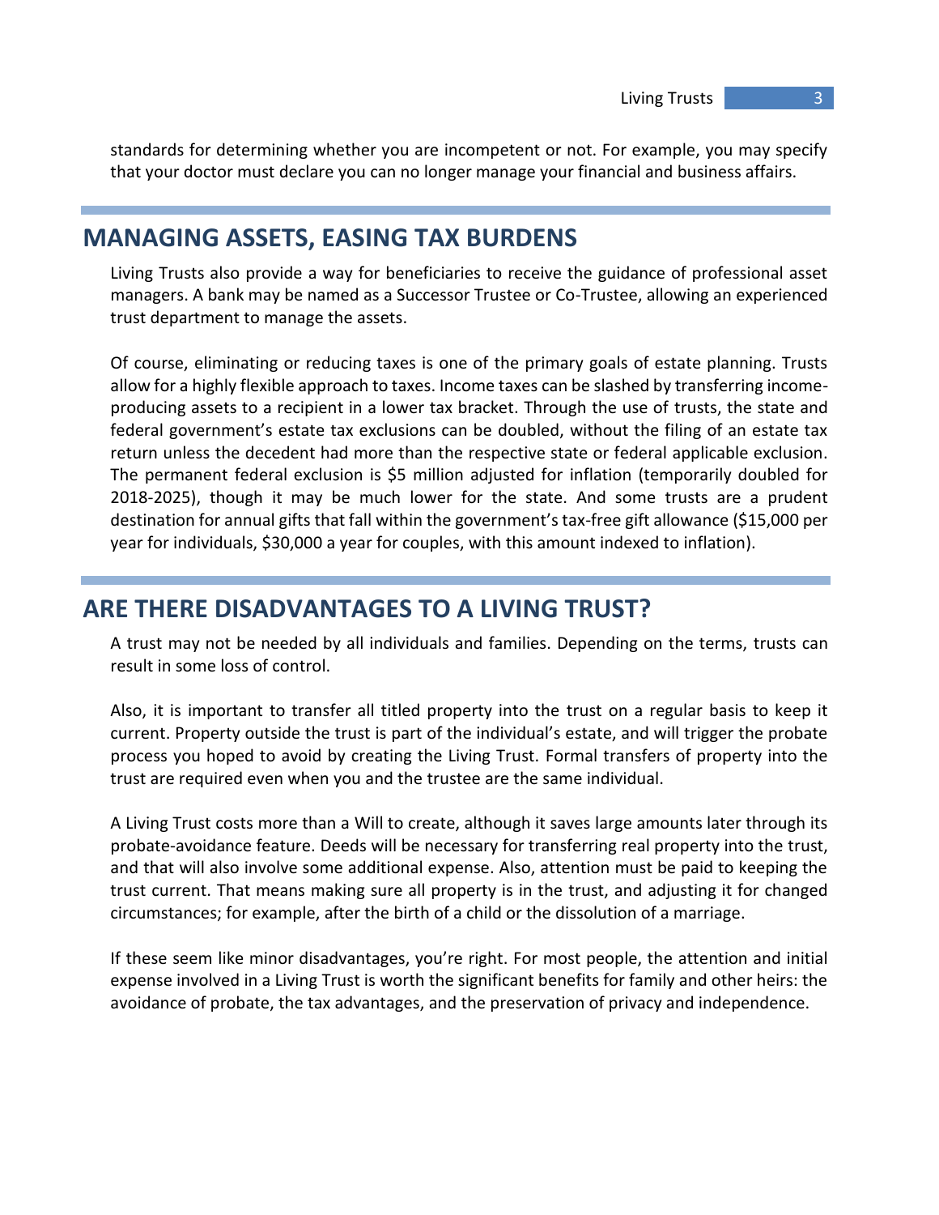standards for determining whether you are incompetent or not. For example, you may specify that your doctor must declare you can no longer manage your financial and business affairs.

## MANAGING ASSETS, EASING TAX BURDENS

Living Trusts also provide a way for beneficiaries to receive the guidance of professional asset managers. A bank may be named as a Successor Trustee or Co-Trustee, allowing an experienced trust department to manage the assets.

Of course, eliminating or reducing taxes is one of the primary goals of estate planning. Trusts allow for a highly flexible approach to taxes. Income taxes can be slashed by transferring income-producing assets to a recipient in a lower tax bracket. Through the use of trusts, the state and federal government's estate tax exclusions can be doubled, without the filing of an estate tax return unless the decedent had more than the respective state or federal applicable exclusion. The permanent federal exclusion is $5 million adjusted for inflation (temporarily doubled for 2018-2025), though it may be much lower for the state. And some trusts are a prudent destination for annual gifts that fall within the government's tax-free gift allowance ($15,000 per year for individuals, $30,000 a year for couples, with this amount indexed to inflation).

## ARE THERE DISADVANTAGES TO A LIVING TRUST?

A trust may not be needed by all individuals and families. Depending on the terms, trusts can result in some loss of control.

Also, it is important to transfer all titled property into the trust on a regular basis to keep it current. Property outside the trust is part of the individual's estate, and will trigger the probate process you hoped to avoid by creating the Living Trust. Formal transfers of property into the trust are required even when you and the trustee are the same individual.

A Living Trust costs more than a Will to create, although it saves large amounts later through its probate-avoidance feature. Deeds will be necessary for transferring real property into the trust, and that will also involve some additional expense. Also, attention must be paid to keeping the trust current. That means making sure all property is in the trust, and adjusting it for changed circumstances; for example, after the birth of a child or the dissolution of a marriage.

If these seem like minor disadvantages, you're right. For most people, the attention and initial expense involved in a Living Trust is worth the significant benefits for family and other heirs: the avoidance of probate, the tax advantages, and the preservation of privacy and independence.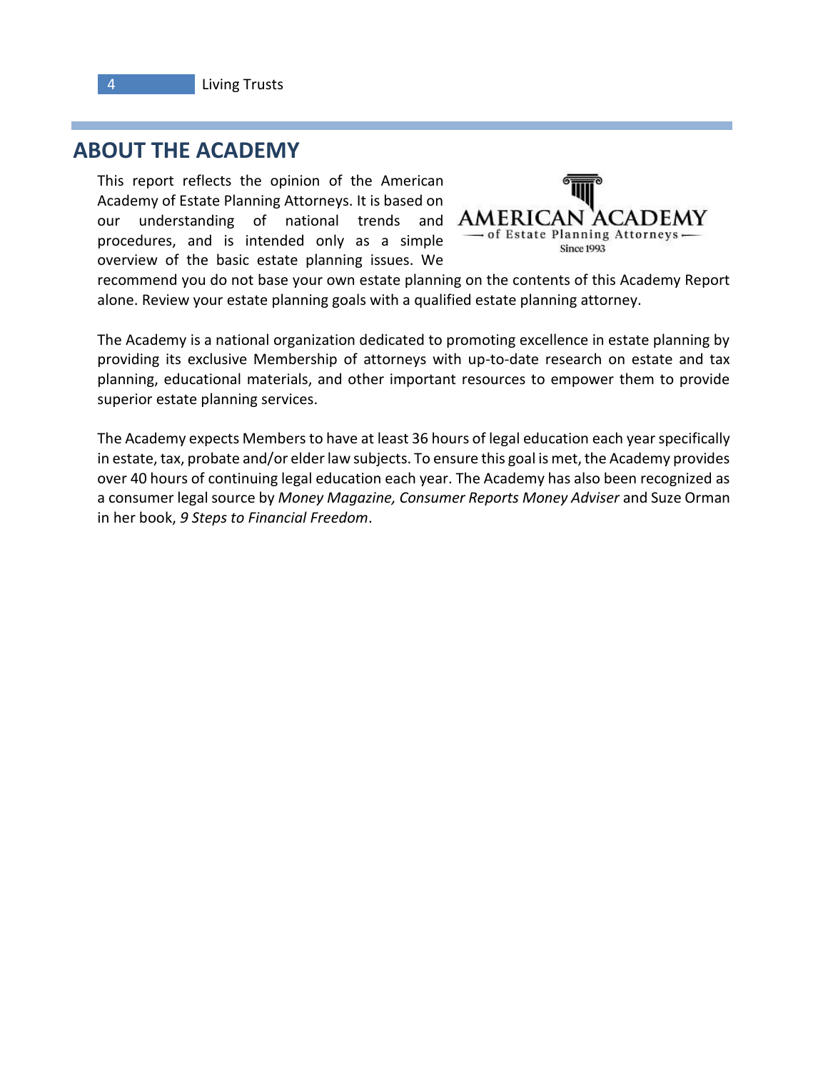## ABOUT THE ACADEMY

This report reflects the opinion of the American Academy of Estate Planning Attorneys. It is based on our understanding of national trends and procedures, and is intended only as a simple overview of the basic estate planning issues. We recommend you do not base your own estate planning on the contents of this Academy Report alone. Review your estate planning goals with a qualified estate planning attorney.

The Academy is a national organization dedicated to promoting excellence in estate planning by providing its exclusive Membership of attorneys with up-to-date research on estate and tax planning, educational materials, and other important resources to empower them to provide superior estate planning services.

The Academy expects Members to have at least 36 hours of legal education each year specifically in estate, tax, probate and/or elder law subjects. To ensure this goal is met, the Academy provides over 40 hours of continuing legal education each year. The Academy has also been recognized as a consumer legal source by *Money Magazine, Consumer Reports Money Adviser* and Suze Orman in her book, *9 Steps to Financial Freedom*.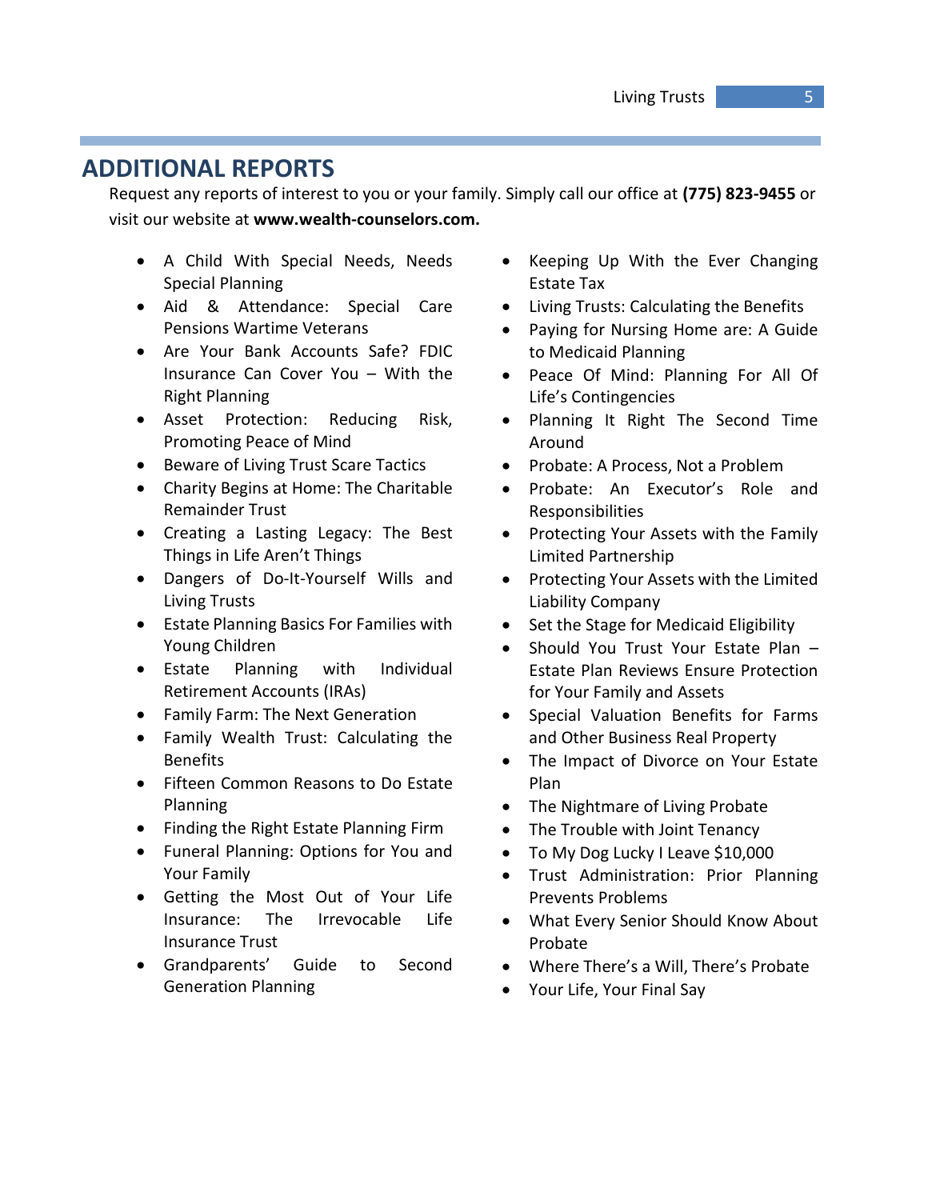## ADDITIONAL REPORTS

Request any reports of interest to you or your family. Simply call our office at **(775) 823-9455** or visit our website at **www.wealth-counselors.com.**

- A Child With Special Needs, Needs Special Planning
- Aid & Attendance: Special Care Pensions Wartime Veterans
- Are Your Bank Accounts Safe? FDIC Insurance Can Cover You – With the Right Planning
- Asset Protection: Reducing Risk, Promoting Peace of Mind
- Beware of Living Trust Scare Tactics
- Charity Begins at Home: The Charitable Remainder Trust
- Creating a Lasting Legacy: The Best Things in Life Aren't Things
- Dangers of Do-It-Yourself Wills and Living Trusts
- Estate Planning Basics For Families with Young Children
- Estate Planning with Individual Retirement Accounts (IRAs)
- Family Farm: The Next Generation
- Family Wealth Trust: Calculating the Benefits
- Fifteen Common Reasons to Do Estate Planning
- Finding the Right Estate Planning Firm
- Funeral Planning: Options for You and Your Family
- Getting the Most Out of Your Life Insurance: The Irrevocable Life Insurance Trust
- Grandparents' Guide to Second Generation Planning
- Keeping Up With the Ever Changing Estate Tax
- Living Trusts: Calculating the Benefits
- Paying for Nursing Home are: A Guide to Medicaid Planning
- Peace Of Mind: Planning For All Of Life's Contingencies
- Planning It Right The Second Time Around
- Probate: A Process, Not a Problem
- Probate: An Executor's Role and Responsibilities
- Protecting Your Assets with the Family Limited Partnership
- Protecting Your Assets with the Limited Liability Company
- Set the Stage for Medicaid Eligibility
- Should You Trust Your Estate Plan – Estate Plan Reviews Ensure Protection for Your Family and Assets
- Special Valuation Benefits for Farms and Other Business Real Property
- The Impact of Divorce on Your Estate Plan
- The Nightmare of Living Probate
- The Trouble with Joint Tenancy
- To My Dog Lucky I Leave $10,000
- Trust Administration: Prior Planning Prevents Problems
- What Every Senior Should Know About Probate
- Where There's a Will, There's Probate
- Your Life, Your Final Say